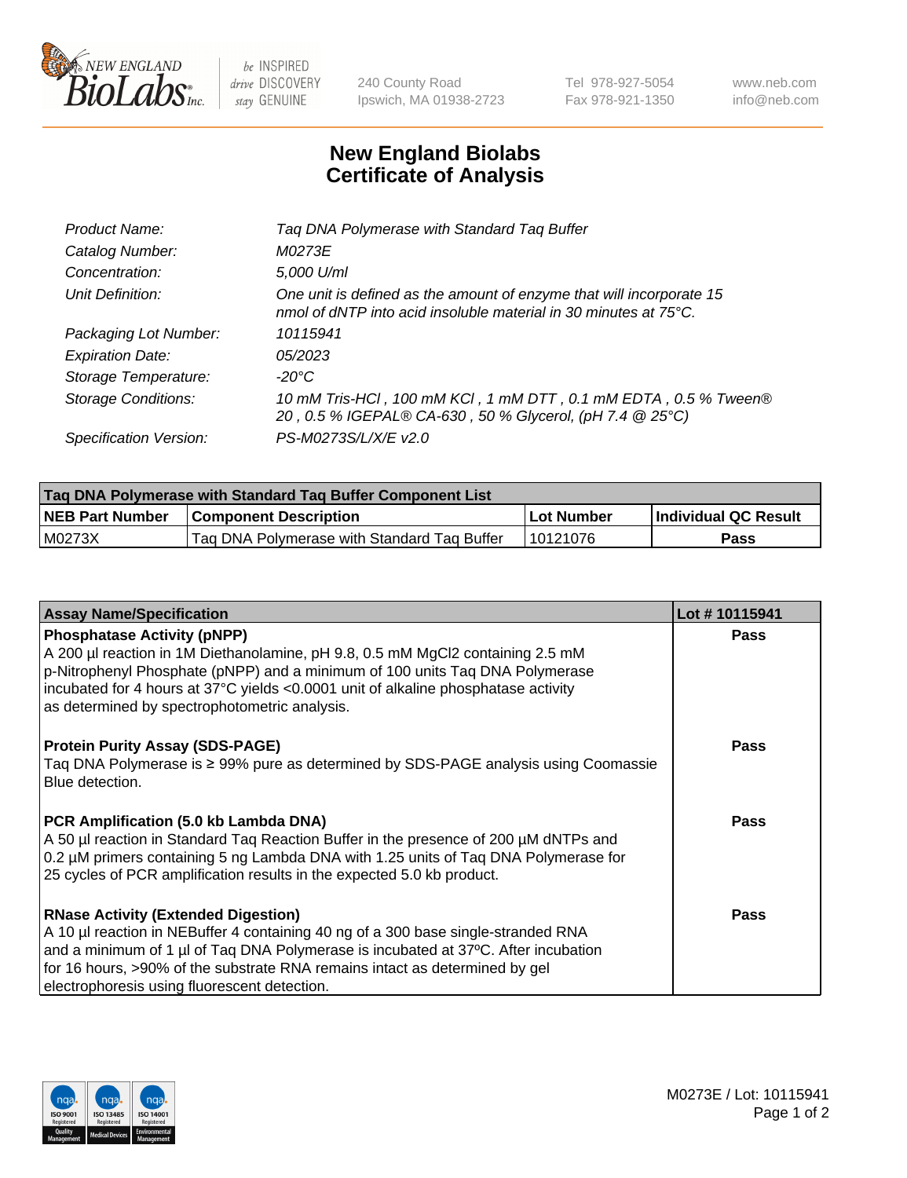# New England Biolabs
# Certificate of Analysis

| | |
|---|---|
| Product Name: | Taq DNA Polymerase with Standard Taq Buffer |
| Catalog Number: | M0273E |
| Concentration: | 5,000 U/ml |
| Unit Definition: | One unit is defined as the amount of enzyme that will incorporate 15 nmol of dNTP into acid insoluble material in 30 minutes at 75°C. |
| Packaging Lot Number: | 10115941 |
| Expiration Date: | 05/2023 |
| Storage Temperature: | -20°C |
| Storage Conditions: | 10 mM Tris-HCl , 100 mM KCl , 1 mM DTT , 0.1 mM EDTA , 0.5 % Tween® 20 , 0.5 % IGEPAL® CA-630 , 50 % Glycerol, (pH 7.4 @ 25°C) |
| Specification Version: | PS-M0273S/L/X/E v2.0 |

| Taq DNA Polymerase with Standard Taq Buffer Component List | | | |
|---|---|---|---|
| **NEB Part Number** | **Component Description** | **Lot Number** | **Individual QC Result** |
| M0273X | Taq DNA Polymerase with Standard Taq Buffer | 10121076 | Pass |

| Assay Name/Specification | Lot # 10115941 |
|---|---|
| **Phosphatase Activity (pNPP)**<br>A 200 µl reaction in 1M Diethanolamine, pH 9.8, 0.5 mM MgCl2 containing 2.5 mM p-Nitrophenyl Phosphate (pNPP) and a minimum of 100 units Taq DNA Polymerase incubated for 4 hours at 37°C yields <0.0001 unit of alkaline phosphatase activity as determined by spectrophotometric analysis. | Pass |
| **Protein Purity Assay (SDS-PAGE)**<br>Taq DNA Polymerase is ≥ 99% pure as determined by SDS-PAGE analysis using Coomassie Blue detection. | Pass |
| **PCR Amplification (5.0 kb Lambda DNA)**<br>A 50 µl reaction in Standard Taq Reaction Buffer in the presence of 200 µM dNTPs and 0.2 µM primers containing 5 ng Lambda DNA with 1.25 units of Taq DNA Polymerase for 25 cycles of PCR amplification results in the expected 5.0 kb product. | Pass |
| **RNase Activity (Extended Digestion)**<br>A 10 µl reaction in NEBuffer 4 containing 40 ng of a 300 base single-stranded RNA and a minimum of 1 µl of Taq DNA Polymerase is incubated at 37ºC. After incubation for 16 hours, >90% of the substrate RNA remains intact as determined by gel electrophoresis using fluorescent detection. | Pass |

M0273E / Lot: 10115941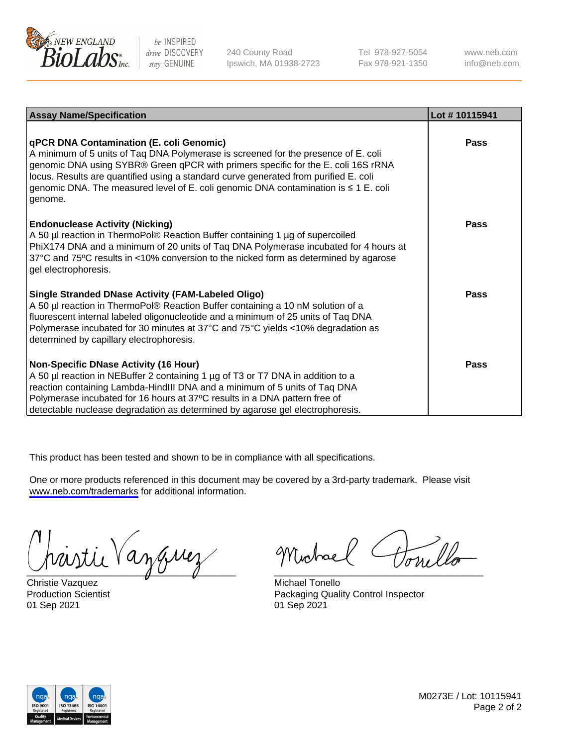| Assay Name/Specification | Lot # 10115941 |
|---|---|
| **qPCR DNA Contamination (E. coli Genomic)**<br>A minimum of 5 units of Taq DNA Polymerase is screened for the presence of E. coli genomic DNA using SYBR® Green qPCR with primers specific for the E. coli 16S rRNA locus. Results are quantified using a standard curve generated from purified E. coli genomic DNA. The measured level of E. coli genomic DNA contamination is ≤ 1 E. coli genome. | **Pass** |
| **Endonuclease Activity (Nicking)**<br>A 50 µl reaction in ThermoPol® Reaction Buffer containing 1 µg of supercoiled PhiX174 DNA and a minimum of 20 units of Taq DNA Polymerase incubated for 4 hours at 37°C and 75ºC results in <10% conversion to the nicked form as determined by agarose gel electrophoresis. | **Pass** |
| **Single Stranded DNase Activity (FAM-Labeled Oligo)**<br>A 50 µl reaction in ThermoPol® Reaction Buffer containing a 10 nM solution of a fluorescent internal labeled oligonucleotide and a minimum of 25 units of Taq DNA Polymerase incubated for 30 minutes at 37°C and 75°C yields <10% degradation as determined by capillary electrophoresis. | **Pass** |
| **Non-Specific DNase Activity (16 Hour)**<br>A 50 µl reaction in NEBuffer 2 containing 1 µg of T3 or T7 DNA in addition to a reaction containing Lambda-HindIII DNA and a minimum of 5 units of Taq DNA Polymerase incubated for 16 hours at 37ºC results in a DNA pattern free of detectable nuclease degradation as determined by agarose gel electrophoresis. | **Pass** |

This product has been tested and shown to be in compliance with all specifications.

One or more products referenced in this document may be covered by a 3rd-party trademark. Please visit www.neb.com/trademarks for additional information.

Christie Vazquez
Production Scientist
01 Sep 2021

Michael Tonello
Packaging Quality Control Inspector
01 Sep 2021

M0273E / Lot: 10115941